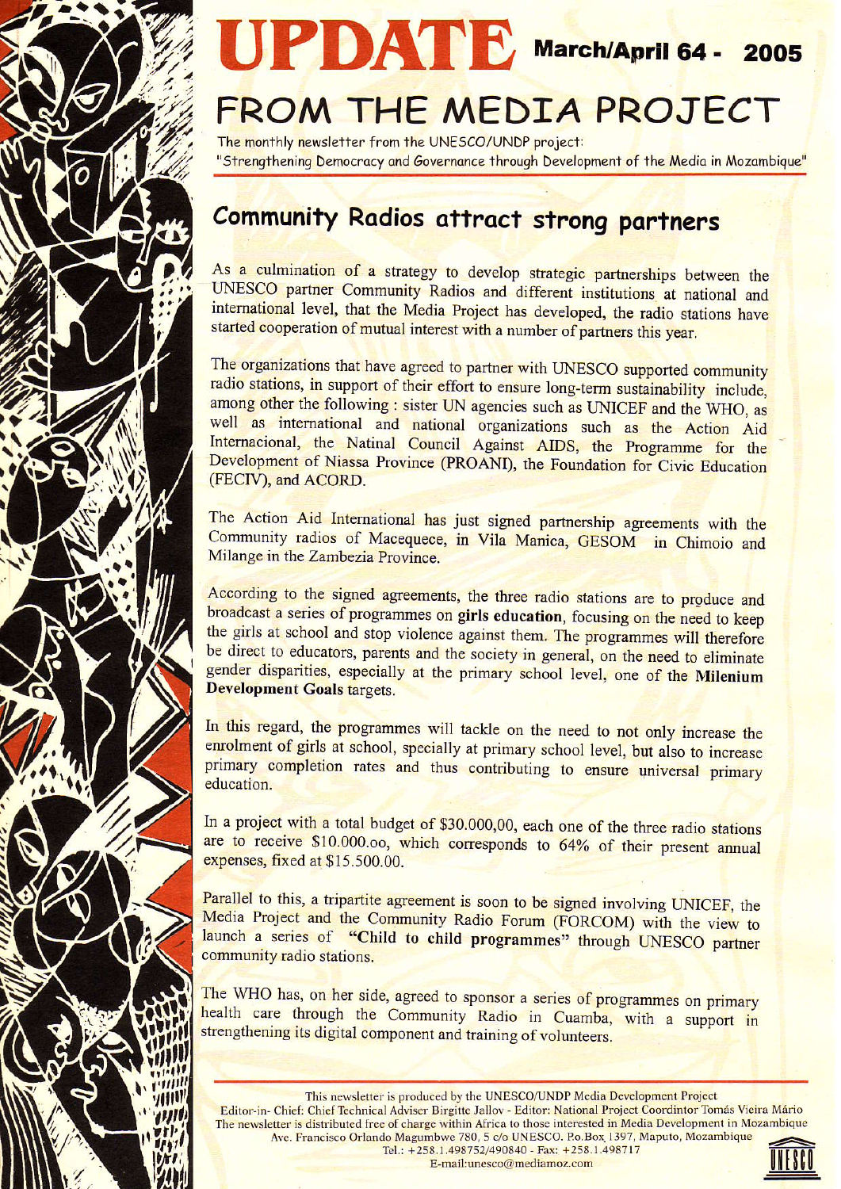# UPDATE March/April 64 - 2005

# FROM THE MEDIA PROJECT

The monthly newsletter from the UNESCO/UNDP project:
"Strengthening Democracy and Governance through Development of the Media in Mozambique"

## Community Radios attract strong partners

As a culmination of a strategy to develop strategic partnerships between the UNESCO partner Community Radios and different institutions at national and international level, that the Media Project has developed, the radio stations have started cooperation of mutual interest with a number of partners this year.

The organizations that have agreed to partner with UNESCO supported community radio stations, in support of their effort to ensure long-term sustainability include, among other the following : sister UN agencies such as UNICEF and the WHO, as well as international and national organizations such as the Action Aid Internacional, the Natinal Council Against AIDS, the Programme for the Development of Niassa Province (PROANI), the Foundation for Civic Education (FECIV), and ACORD.

The Action Aid International has just signed partnership agreements with the Community radios of Macequece, in Vila Manica, GESOM in Chimoio and Milange in the Zambezia Province.

According to the signed agreements, the three radio stations are to produce and broadcast a series of programmes on **girls education**, focusing on the need to keep the girls at school and stop violence against them. The programmes will therefore be direct to educators, parents and the society in general, on the need to eliminate gender disparities, especially at the primary school level, one of the **Milenium Development Goals** targets.

In this regard, the programmes will tackle on the need to not only increase the enrolment of girls at school, specially at primary school level, but also to increase primary completion rates and thus contributing to ensure universal primary education.

In a project with a total budget of $30.000,00, each one of the three radio stations are to receive $10.000.oo, which corresponds to 64% of their present annual expenses, fixed at $15.500.00.

Parallel to this, a tripartite agreement is soon to be signed involving UNICEF, the Media Project and the Community Radio Forum (FORCOM) with the view to launch a series of **"Child to child programmes"** through UNESCO partner community radio stations.

The WHO has, on her side, agreed to sponsor a series of programmes on primary health care through the Community Radio in Cuamba, with a support in strengthening its digital component and training of volunteers.

---

This newsletter is produced by the UNESCO/UNDP Media Development Project
Editor-in- Chief: Chief Technical Adviser Birgitte Jallov - Editor: National Project Coordintor Tomás Vieira Mário
The newsletter is distributed free of charge within Africa to those interested in Media Development in Mozambique
Ave. Francisco Orlando Magumbwe 780, 5 c/o UNESCO. P.o.Box 1397, Maputo, Mozambique
Tel.: +258.1.498752/490840 - Fax: +258.1.498717
E-mail:unesco@mediamoz.com

UNESCO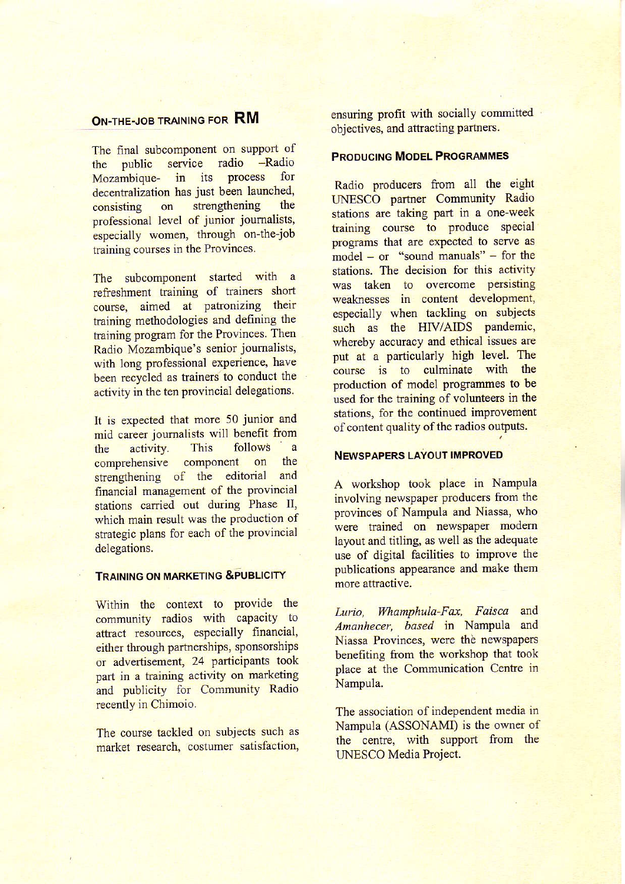## ON-THE-JOB TRAINING FOR RM

The final subcomponent on support of the public service radio –Radio Mozambique- in its process for decentralization has just been launched, consisting on strengthening the professional level of junior journalists, especially women, through on-the-job training courses in the Provinces.

The subcomponent started with a refreshment training of trainers short course, aimed at patronizing their training methodologies and defining the training program for the Provinces. Then Radio Mozambique's senior journalists, with long professional experience, have been recycled as trainers to conduct the activity in the ten provincial delegations.

It is expected that more 50 junior and mid career journalists will benefit from the activity. This follows a comprehensive component on the strengthening of the editorial and financial management of the provincial stations carried out during Phase II, which main result was the production of strategic plans for each of the provincial delegations.

## TRAINING ON MARKETING &PUBLICITY

Within the context to provide the community radios with capacity to attract resources, especially financial, either through partnerships, sponsorships or advertisement, 24 participants took part in a training activity on marketing and publicity for Community Radio recently in Chimoio.

The course tackled on subjects such as market research, costumer satisfaction, ensuring profit with socially committed objectives, and attracting partners.

## PRODUCING MODEL PROGRAMMES

Radio producers from all the eight UNESCO partner Community Radio stations are taking part in a one-week training course to produce special programs that are expected to serve as model – or "sound manuals" – for the stations. The decision for this activity was taken to overcome persisting weaknesses in content development, especially when tackling on subjects such as the HIV/AIDS pandemic, whereby accuracy and ethical issues are put at a particularly high level. The course is to culminate with the production of model programmes to be used for the training of volunteers in the stations, for the continued improvement of content quality of the radios outputs.

## NEWSPAPERS LAYOUT IMPROVED

A workshop took place in Nampula involving newspaper producers from the provinces of Nampula and Niassa, who were trained on newspaper modern layout and titling, as well as the adequate use of digital facilities to improve the publications appearance and make them more attractive.

*Lurio, Whamphula-Fax, Faisca* and *Amanhecer, based* in Nampula and Niassa Provinces, were the newspapers benefiting from the workshop that took place at the Communication Centre in Nampula.

The association of independent media in Nampula (ASSONAMI) is the owner of the centre, with support from the UNESCO Media Project.